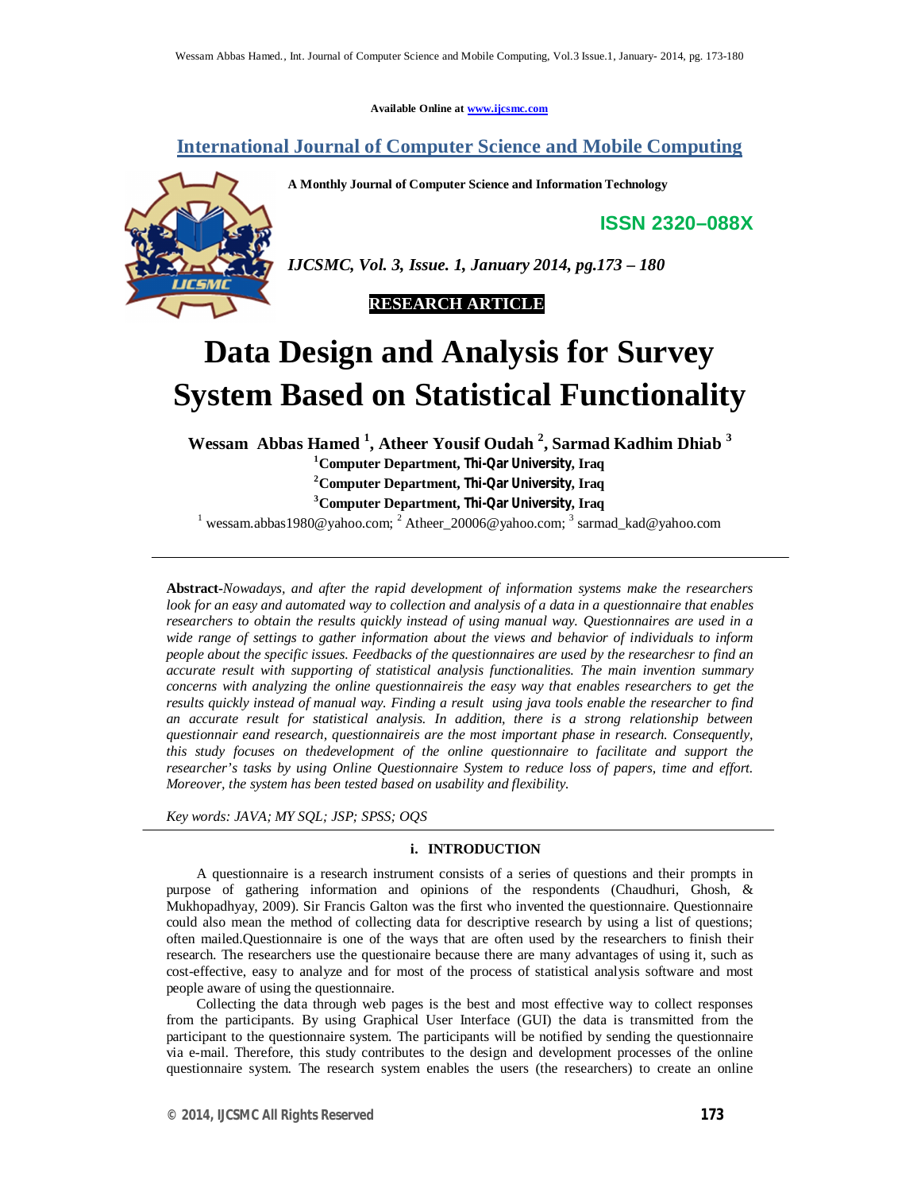Available Online at www.ijcsmc.com

**International Journal of Computer Science and Mobile Computing**

**A Monthly Journal of Computer Science and Information Technology**

**ISSN 2320–088X**

*IJCSMC, Vol. 3, Issue. 1, January 2014, pg.173 – 180*

**RESEARCH ARTICLE**

# Data Design and Analysis for Survey System Based on Statistical Functionality

**Wessam Abbas Hamed [1], Atheer Yousif Oudah [2], Sarmad Kadhim Dhiab [3]**

[1]Computer Department, Thi-Qar University, Iraq
[2]Computer Department, Thi-Qar University, Iraq
[3]Computer Department, Thi-Qar University, Iraq

[1] wessam.abbas1980@yahoo.com; [2] Atheer_20006@yahoo.com; [3] sarmad_kad@yahoo.com

**Abstract**-*Nowadays, and after the rapid development of information systems make the researchers look for an easy and automated way to collection and analysis of a data in a questionnaire that enables researchers to obtain the results quickly instead of using manual way. Questionnaires are used in a wide range of settings to gather information about the views and behavior of individuals to inform people about the specific issues. Feedbacks of the questionnaires are used by the researchesr to find an accurate result with supporting of statistical analysis functionalities. The main invention summary concerns with analyzing the online questionnaireis the easy way that enables researchers to get the results quickly instead of manual way. Finding a result using java tools enable the researcher to find an accurate result for statistical analysis. In addition, there is a strong relationship between questionnair eand research, questionnaireis are the most important phase in research. Consequently, this study focuses on thedevelopment of the online questionnaire to facilitate and support the researcher's tasks by using Online Questionnaire System to reduce loss of papers, time and effort. Moreover, the system has been tested based on usability and flexibility.*

*Key words: JAVA; MY SQL; JSP; SPSS; OQS*

## i. INTRODUCTION

A questionnaire is a research instrument consists of a series of questions and their prompts in purpose of gathering information and opinions of the respondents (Chaudhuri, Ghosh, & Mukhopadhyay, 2009). Sir Francis Galton was the first who invented the questionnaire. Questionnaire could also mean the method of collecting data for descriptive research by using a list of questions; often mailed.Questionnaire is one of the ways that are often used by the researchers to finish their research. The researchers use the questionaire because there are many advantages of using it, such as cost-effective, easy to analyze and for most of the process of statistical analysis software and most people aware of using the questionnaire.

Collecting the data through web pages is the best and most effective way to collect responses from the participants. By using Graphical User Interface (GUI) the data is transmitted from the participant to the questionnaire system. The participants will be notified by sending the questionnaire via e-mail. Therefore, this study contributes to the design and development processes of the online questionnaire system. The research system enables the users (the researchers) to create an online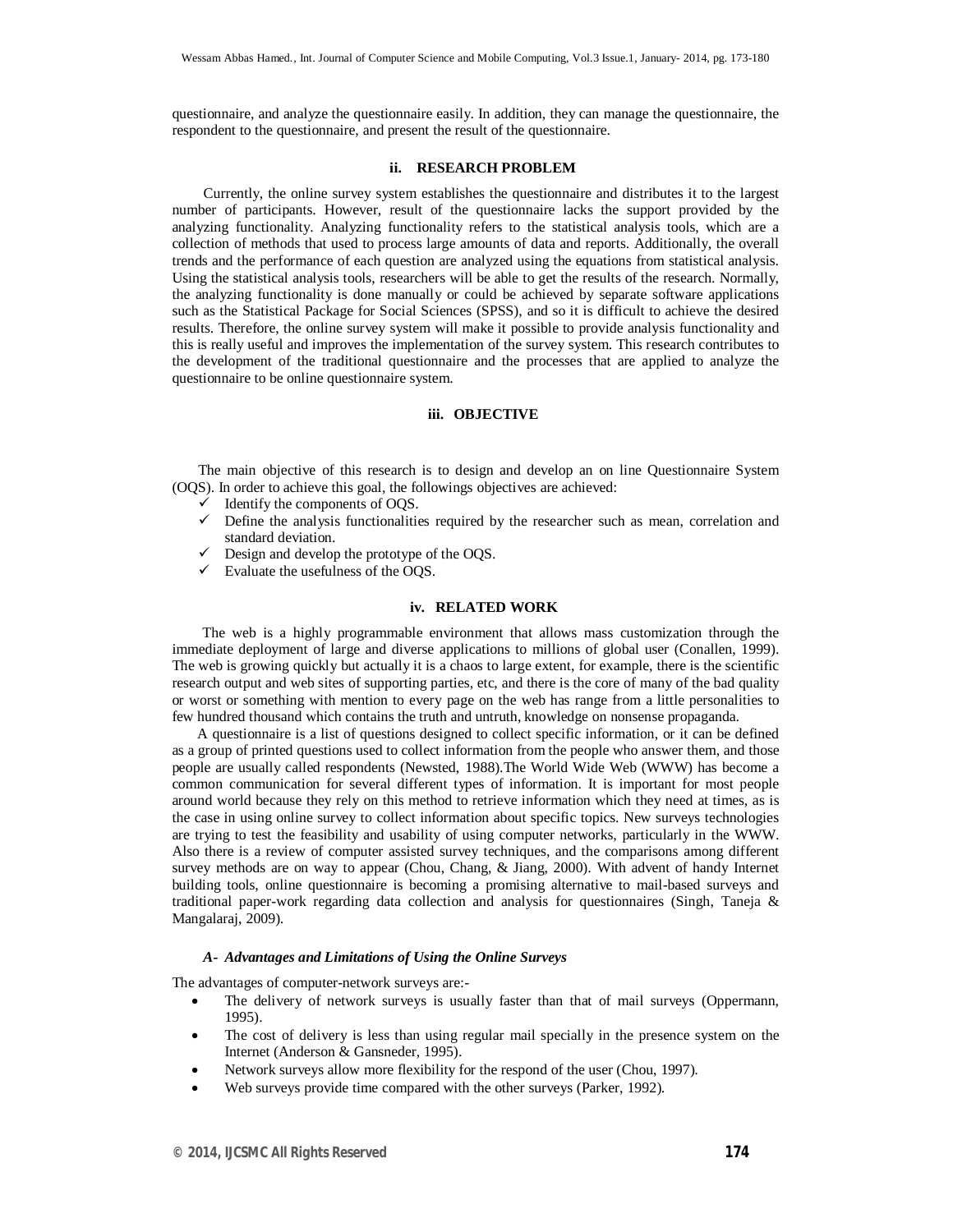questionnaire, and analyze the questionnaire easily. In addition, they can manage the questionnaire, the respondent to the questionnaire, and present the result of the questionnaire.

## ii. RESEARCH PROBLEM

Currently, the online survey system establishes the questionnaire and distributes it to the largest number of participants. However, result of the questionnaire lacks the support provided by the analyzing functionality. Analyzing functionality refers to the statistical analysis tools, which are a collection of methods that used to process large amounts of data and reports. Additionally, the overall trends and the performance of each question are analyzed using the equations from statistical analysis. Using the statistical analysis tools, researchers will be able to get the results of the research. Normally, the analyzing functionality is done manually or could be achieved by separate software applications such as the Statistical Package for Social Sciences (SPSS), and so it is difficult to achieve the desired results. Therefore, the online survey system will make it possible to provide analysis functionality and this is really useful and improves the implementation of the survey system. This research contributes to the development of the traditional questionnaire and the processes that are applied to analyze the questionnaire to be online questionnaire system.

## iii. OBJECTIVE

The main objective of this research is to design and develop an on line Questionnaire System (OQS). In order to achieve this goal, the followings objectives are achieved:

- ✓ Identify the components of OQS.
- ✓ Define the analysis functionalities required by the researcher such as mean, correlation and standard deviation.
- ✓ Design and develop the prototype of the OQS.
- ✓ Evaluate the usefulness of the OQS.

## iv. RELATED WORK

The web is a highly programmable environment that allows mass customization through the immediate deployment of large and diverse applications to millions of global user (Conallen, 1999). The web is growing quickly but actually it is a chaos to large extent, for example, there is the scientific research output and web sites of supporting parties, etc, and there is the core of many of the bad quality or worst or something with mention to every page on the web has range from a little personalities to few hundred thousand which contains the truth and untruth, knowledge on nonsense propaganda.

A questionnaire is a list of questions designed to collect specific information, or it can be defined as a group of printed questions used to collect information from the people who answer them, and those people are usually called respondents (Newsted, 1988).The World Wide Web (WWW) has become a common communication for several different types of information. It is important for most people around world because they rely on this method to retrieve information which they need at times, as is the case in using online survey to collect information about specific topics. New surveys technologies are trying to test the feasibility and usability of using computer networks, particularly in the WWW. Also there is a review of computer assisted survey techniques, and the comparisons among different survey methods are on way to appear (Chou, Chang, & Jiang, 2000). With advent of handy Internet building tools, online questionnaire is becoming a promising alternative to mail-based surveys and traditional paper-work regarding data collection and analysis for questionnaires (Singh, Taneja & Mangalaraj, 2009).

### *A- Advantages and Limitations of Using the Online Surveys*

The advantages of computer-network surveys are:-

- The delivery of network surveys is usually faster than that of mail surveys (Oppermann, 1995).
- The cost of delivery is less than using regular mail specially in the presence system on the Internet (Anderson & Gansneder, 1995).
- Network surveys allow more flexibility for the respond of the user (Chou, 1997).
- Web surveys provide time compared with the other surveys (Parker, 1992).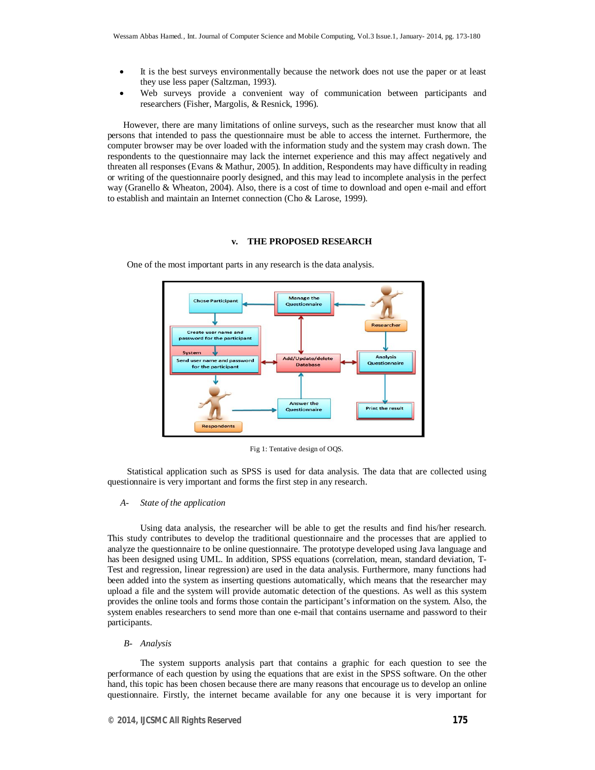- It is the best surveys environmentally because the network does not use the paper or at least they use less paper (Saltzman, 1993).
- Web surveys provide a convenient way of communication between participants and researchers (Fisher, Margolis, & Resnick, 1996).

However, there are many limitations of online surveys, such as the researcher must know that all persons that intended to pass the questionnaire must be able to access the internet. Furthermore, the computer browser may be over loaded with the information study and the system may crash down. The respondents to the questionnaire may lack the internet experience and this may affect negatively and threaten all responses (Evans & Mathur, 2005). In addition, Respondents may have difficulty in reading or writing of the questionnaire poorly designed, and this may lead to incomplete analysis in the perfect way (Granello & Wheaton, 2004). Also, there is a cost of time to download and open e-mail and effort to establish and maintain an Internet connection (Cho & Larose, 1999).

## v. THE PROPOSED RESEARCH

One of the most important parts in any research is the data analysis.

Fig 1: Tentative design of OQS.

Statistical application such as SPSS is used for data analysis. The data that are collected using questionnaire is very important and forms the first step in any research.

### *A- State of the application*

Using data analysis, the researcher will be able to get the results and find his/her research. This study contributes to develop the traditional questionnaire and the processes that are applied to analyze the questionnaire to be online questionnaire. The prototype developed using Java language and has been designed using UML. In addition, SPSS equations (correlation, mean, standard deviation, T-Test and regression, linear regression) are used in the data analysis. Furthermore, many functions had been added into the system as inserting questions automatically, which means that the researcher may upload a file and the system will provide automatic detection of the questions. As well as this system provides the online tools and forms those contain the participant's information on the system. Also, the system enables researchers to send more than one e-mail that contains username and password to their participants.

### *B- Analysis*

The system supports analysis part that contains a graphic for each question to see the performance of each question by using the equations that are exist in the SPSS software. On the other hand, this topic has been chosen because there are many reasons that encourage us to develop an online questionnaire. Firstly, the internet became available for any one because it is very important for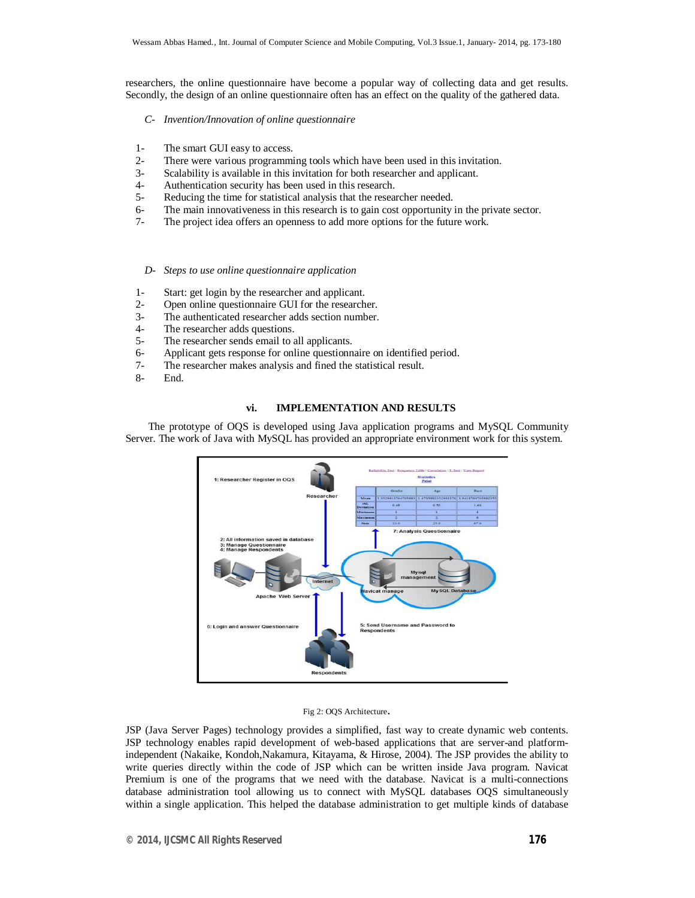researchers, the online questionnaire have become a popular way of collecting data and get results. Secondly, the design of an online questionnaire often has an effect on the quality of the gathered data.

### *C- Invention/Innovation of online questionnaire*

1- The smart GUI easy to access.
2- There were various programming tools which have been used in this invitation.
3- Scalability is available in this invitation for both researcher and applicant.
4- Authentication security has been used in this research.
5- Reducing the time for statistical analysis that the researcher needed.
6- The main innovativeness in this research is to gain cost opportunity in the private sector.
7- The project idea offers an openness to add more options for the future work.

### *D- Steps to use online questionnaire application*

1- Start: get login by the researcher and applicant.
2- Open online questionnaire GUI for the researcher.
3- The authenticated researcher adds section number.
4- The researcher adds questions.
5- The researcher sends email to all applicants.
6- Applicant gets response for online questionnaire on identified period.
7- The researcher makes analysis and fined the statistical result.
8- End.

## vi. IMPLEMENTATION AND RESULTS

The prototype of OQS is developed using Java application programs and MySQL Community Server. The work of Java with MySQL has provided an appropriate environment work for this system.

Fig 2: OQS Architecture.

JSP (Java Server Pages) technology provides a simplified, fast way to create dynamic web contents. JSP technology enables rapid development of web-based applications that are server-and platform-independent (Nakaike, Kondoh,Nakamura, Kitayama, & Hirose, 2004). The JSP provides the ability to write queries directly within the code of JSP which can be written inside Java program. Navicat Premium is one of the programs that we need with the database. Navicat is a multi-connections database administration tool allowing us to connect with MySQL databases OQS simultaneously within a single application. This helped the database administration to get multiple kinds of database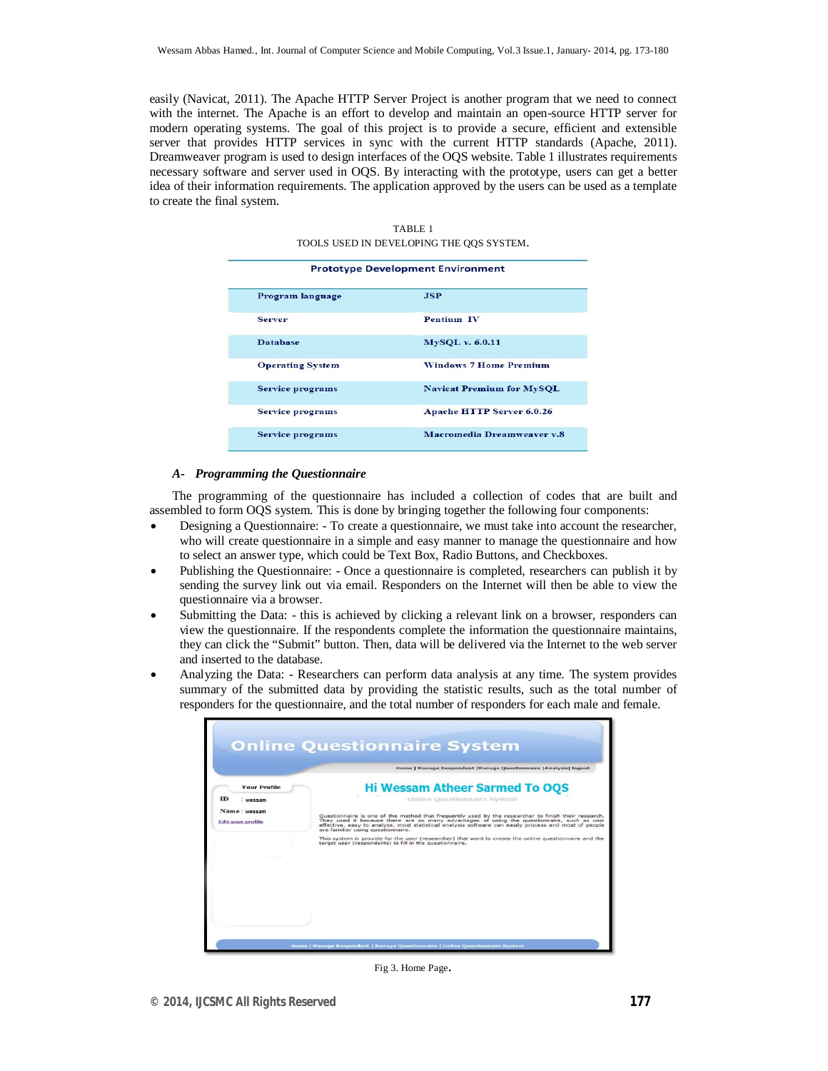easily (Navicat, 2011). The Apache HTTP Server Project is another program that we need to connect with the internet. The Apache is an effort to develop and maintain an open-source HTTP server for modern operating systems. The goal of this project is to provide a secure, efficient and extensible server that provides HTTP services in sync with the current HTTP standards (Apache, 2011). Dreamweaver program is used to design interfaces of the OQS website. Table 1 illustrates requirements necessary software and server used in OQS. By interacting with the prototype, users can get a better idea of their information requirements. The application approved by the users can be used as a template to create the final system.

TABLE 1
TOOLS USED IN DEVELOPING THE QQS SYSTEM.

| Prototype Development Environment | |
|---|---|
| Program language | JSP |
| Server | Pentium IV |
| Database | MySQL v. 6.0.11 |
| Operating System | Windows 7 Home Premium |
| Service programs | Navicat Premium for MySQL |
| Service programs | Apache HTTP Server 6.0.26 |
| Service programs | Macromedia Dreamweaver v.8 |

### *A- Programming the Questionnaire*

The programming of the questionnaire has included a collection of codes that are built and assembled to form OQS system. This is done by bringing together the following four components:

- Designing a Questionnaire: - To create a questionnaire, we must take into account the researcher, who will create questionnaire in a simple and easy manner to manage the questionnaire and how to select an answer type, which could be Text Box, Radio Buttons, and Checkboxes.
- Publishing the Questionnaire: - Once a questionnaire is completed, researchers can publish it by sending the survey link out via email. Responders on the Internet will then be able to view the questionnaire via a browser.
- Submitting the Data: - this is achieved by clicking a relevant link on a browser, responders can view the questionnaire. If the respondents complete the information the questionnaire maintains, they can click the "Submit" button. Then, data will be delivered via the Internet to the web server and inserted to the database.
- Analyzing the Data: - Researchers can perform data analysis at any time. The system provides summary of the submitted data by providing the statistic results, such as the total number of responders for the questionnaire, and the total number of responders for each male and female.

Fig 3. Home Page.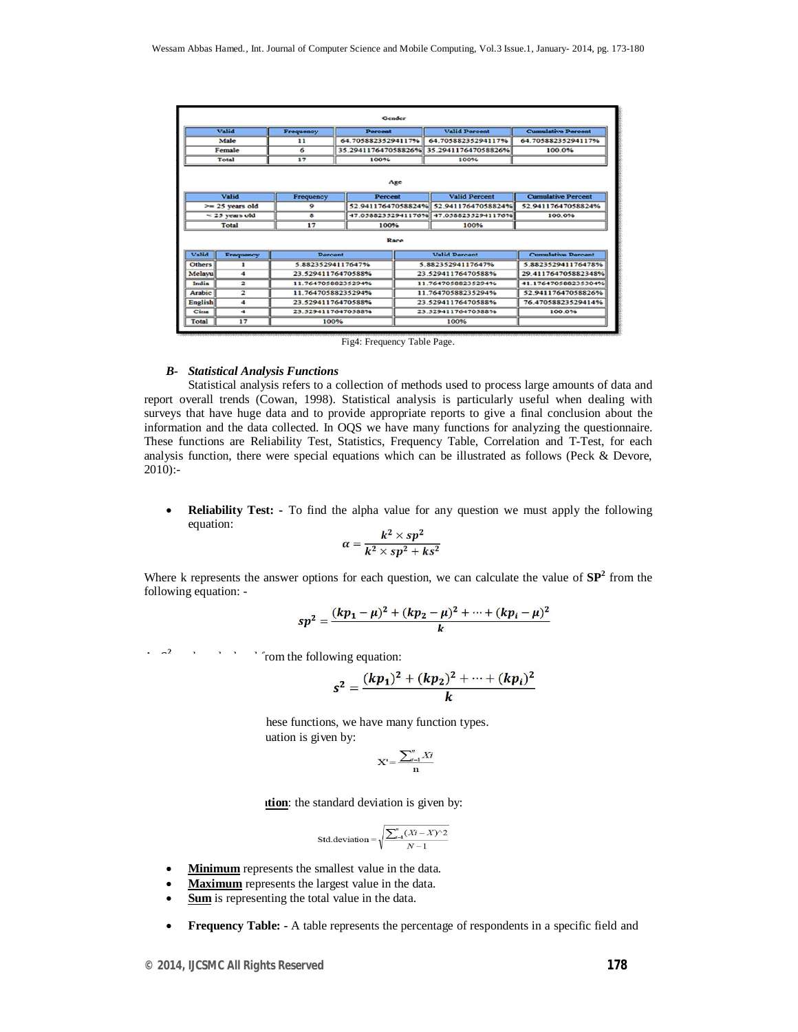| Gender | | | | |
|---|---|---|---|---|
| Valid | Frequency | Percent | Valid Percent | Cumulative Percent |
| Male | 11 | 64.70588235294117% | 64.70588235294117% | 64.70588235294117% |
| Female | 6 | 35.294117647058826% | 35.294117647058826% | 100.0% |
| Total | 17 | 100% | 100% | |

| Age | | | | |
|---|---|---|---|---|
| Valid | Frequency | Percent | Valid Percent | Cumulative Percent |
| >= 25 years old | 9 | 52.94117647058824% | 52.94117647058824% | 52.94117647058824% |
| < 25 years old | 8 | 47.05882352941176% | 47.05882352941176% | 100.0% |
| Total | 17 | 100% | 100% | |

| Race | | | | |
|---|---|---|---|---|
| Valid | Frequency | Percent | Valid Percent | Cumulative Percent |
| Others | 1 | 5.882352941176471% | 5.882352941176471% | 5.882352941176478% |
| Melayu | 4 | 23.52941176470588% | 23.52941176470588% | 29.411764705882348% |
| India | 2 | 11.76470588235294% | 11.76470588235294% | 41.17647058823530% |
| Arabic | 2 | 11.76470588235294% | 11.76470588235294% | 52.94117647058826% |
| English | 4 | 23.52941176470588% | 23.52941176470588% | 76.47058823529414% |
| Cina | 4 | 23.52941176470588% | 23.52941176470588% | 100.0% |
| Total | 17 | 100% | 100% | |

Fig4: Frequency Table Page.

### B- *Statistical Analysis Functions*

Statistical analysis refers to a collection of methods used to process large amounts of data and report overall trends (Cowan, 1998). Statistical analysis is particularly useful when dealing with surveys that have huge data and to provide appropriate reports to give a final conclusion about the information and the data collected. In OQS we have many functions for analyzing the questionnaire. These functions are Reliability Test, Statistics, Frequency Table, Correlation and T-Test, for each analysis function, there were special equations which can be illustrated as follows (Peck & Devore, 2010):-

- **Reliability Test:** - To find the alpha value for any question we must apply the following equation:

$$\alpha = \frac{k^2 \times sp^2}{k^2 \times sp^2 + ks^2}$$

Where k represents the answer options for each question, we can calculate the value of $SP^2$ from the following equation: -

$$sp^2 = \frac{(kp_1 - \mu)^2 + (kp_2 - \mu)^2 + \cdots + (kp_i - \mu)^2}{k}$$

from the following equation:

$$s^2 = \frac{(kp_1)^2 + (kp_2)^2 + \cdots + (kp_i)^2}{k}$$

hese functions, we have many function types.

uation is given by:

$$X' = \frac{\sum_{i=1}^{n} Xi}{n}$$

**tion**: the standard deviation is given by:

$$\text{Std.deviation} = \sqrt{\frac{\sum_{i=1}^{n}(Xi - X)^2}{N-1}}$$

- **Minimum** represents the smallest value in the data.
- **Maximum** represents the largest value in the data.
- **Sum** is representing the total value in the data.

- **Frequency Table:** - A table represents the percentage of respondents in a specific field and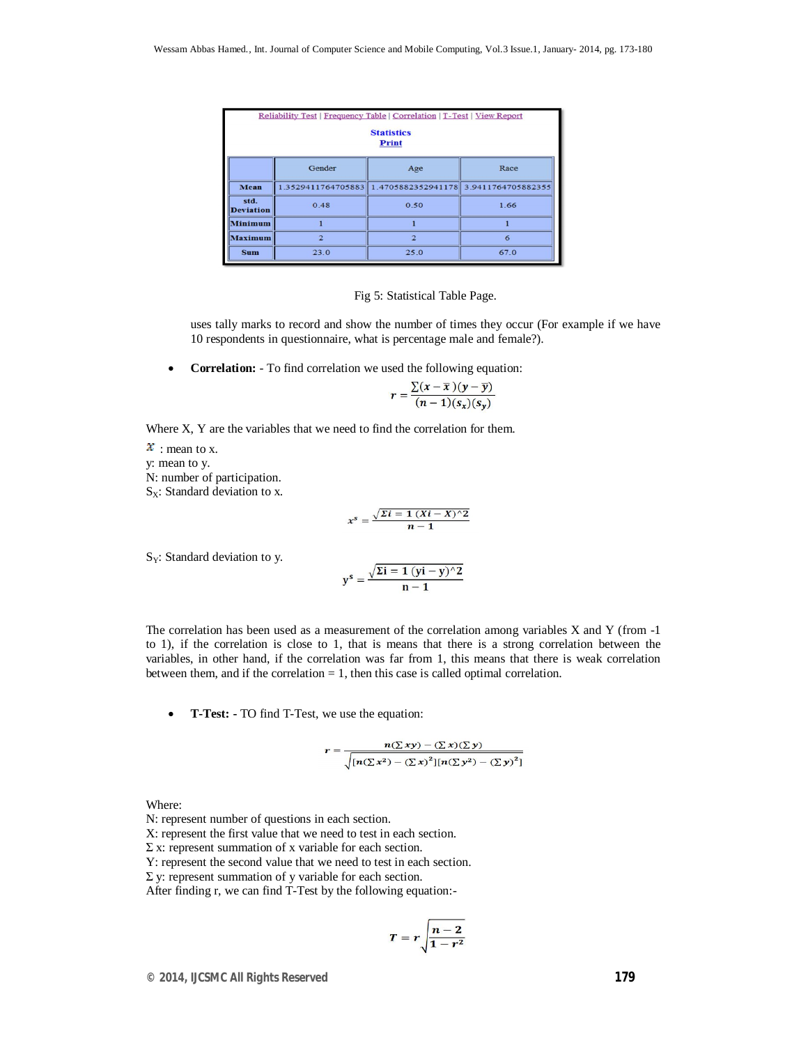Reliability Test | Frequency Table | Correlation | T-Test | View Report

**Statistics**
**Print**

| | Gender | Age | Race |
|---|---|---|---|
| **Mean** | 1.3529411764705883 | 1.4705882352941178 | 3.9411764705882355 |
| **std. Deviation** | 0.48 | 0.50 | 1.66 |
| **Minimum** | 1 | 1 | 1 |
| **Maximum** | 2 | 2 | 6 |
| **Sum** | 23.0 | 25.0 | 67.0 |

Fig 5: Statistical Table Page.

uses tally marks to record and show the number of times they occur (For example if we have 10 respondents in questionnaire, what is percentage male and female?).

- **Correlation:** - To find correlation we used the following equation:

$$r = \frac{\sum(x - \bar{x})(y - \bar{y})}{(n - 1)(s_x)(s_y)}$$

Where X, Y are the variables that we need to find the correlation for them.

$\bar{x}$ : mean to x.
y: mean to y.
N: number of participation.
$S_X$: Standard deviation to x.

$$x^s = \frac{\sqrt{\Sigma i = 1\ (Xi - X)^\wedge 2}}{n - 1}$$

$S_Y$: Standard deviation to y.

$$y^s = \frac{\sqrt{\Sigma i = 1\ (yi - y)^\wedge 2}}{n - 1}$$

The correlation has been used as a measurement of the correlation among variables X and Y (from -1 to 1), if the correlation is close to 1, that is means that there is a strong correlation between the variables, in other hand, if the correlation was far from 1, this means that there is weak correlation between them, and if the correlation = 1, then this case is called optimal correlation.

- **T-Test: -** TO find T-Test, we use the equation:

$$r = \frac{n(\sum xy) - (\sum x)(\sum y)}{\sqrt{[n(\sum x^2) - (\sum x)^2][n(\sum y^2) - (\sum y)^2]}}$$

Where:
N: represent number of questions in each section.
X: represent the first value that we need to test in each section.
Σ x: represent summation of x variable for each section.
Y: represent the second value that we need to test in each section.
Σ y: represent summation of y variable for each section.
After finding r, we can find T-Test by the following equation:-

$$T = r\sqrt{\frac{n - 2}{1 - r^2}}$$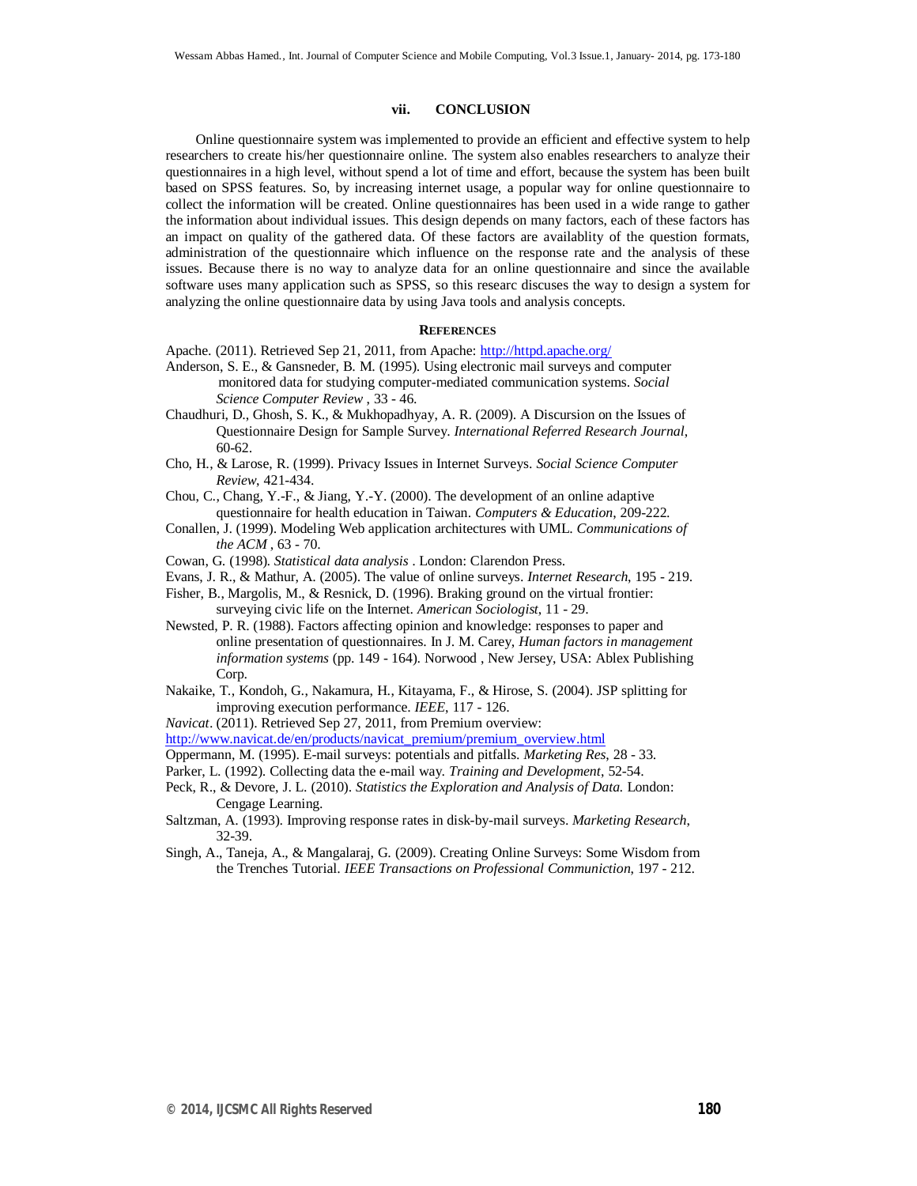## vii. CONCLUSION

Online questionnaire system was implemented to provide an efficient and effective system to help researchers to create his/her questionnaire online. The system also enables researchers to analyze their questionnaires in a high level, without spend a lot of time and effort, because the system has been built based on SPSS features. So, by increasing internet usage, a popular way for online questionnaire to collect the information will be created. Online questionnaires has been used in a wide range to gather the information about individual issues. This design depends on many factors, each of these factors has an impact on quality of the gathered data. Of these factors are availablity of the question formats, administration of the questionnaire which influence on the response rate and the analysis of these issues. Because there is no way to analyze data for an online questionnaire and since the available software uses many application such as SPSS, so this researc discuses the way to design a system for analyzing the online questionnaire data by using Java tools and analysis concepts.

### REFERENCES

Apache. (2011). Retrieved Sep 21, 2011, from Apache: http://httpd.apache.org/

Anderson, S. E., & Gansneder, B. M. (1995). Using electronic mail surveys and computer monitored data for studying computer-mediated communication systems. *Social Science Computer Review* , 33 - 46.

Chaudhuri, D., Ghosh, S. K., & Mukhopadhyay, A. R. (2009). A Discursion on the Issues of Questionnaire Design for Sample Survey. *International Referred Research Journal*, 60-62.

Cho, H., & Larose, R. (1999). Privacy Issues in Internet Surveys. *Social Science Computer Review*, 421-434.

Chou, C., Chang, Y.-F., & Jiang, Y.-Y. (2000). The development of an online adaptive questionnaire for health education in Taiwan. *Computers & Education*, 209-222.

Conallen, J. (1999). Modeling Web application architectures with UML. *Communications of the ACM* , 63 - 70.

Cowan, G. (1998). *Statistical data analysis* . London: Clarendon Press.

Evans, J. R., & Mathur, A. (2005). The value of online surveys. *Internet Research*, 195 - 219.

Fisher, B., Margolis, M., & Resnick, D. (1996). Braking ground on the virtual frontier: surveying civic life on the Internet. *American Sociologist*, 11 - 29.

Newsted, P. R. (1988). Factors affecting opinion and knowledge: responses to paper and online presentation of questionnaires. In J. M. Carey, *Human factors in management information systems* (pp. 149 - 164). Norwood , New Jersey, USA: Ablex Publishing Corp.

Nakaike, T., Kondoh, G., Nakamura, H., Kitayama, F., & Hirose, S. (2004). JSP splitting for improving execution performance. *IEEE*, 117 - 126.

*Navicat*. (2011). Retrieved Sep 27, 2011, from Premium overview: http://www.navicat.de/en/products/navicat_premium/premium_overview.html

Oppermann, M. (1995). E-mail surveys: potentials and pitfalls. *Marketing Res*, 28 - 33.

Parker, L. (1992). Collecting data the e-mail way. *Training and Development*, 52-54.

Peck, R., & Devore, J. L. (2010). *Statistics the Exploration and Analysis of Data.* London: Cengage Learning.

Saltzman, A. (1993). Improving response rates in disk-by-mail surveys. *Marketing Research*, 32-39.

Singh, A., Taneja, A., & Mangalaraj, G. (2009). Creating Online Surveys: Some Wisdom from the Trenches Tutorial. *IEEE Transactions on Professional Communiction*, 197 - 212.